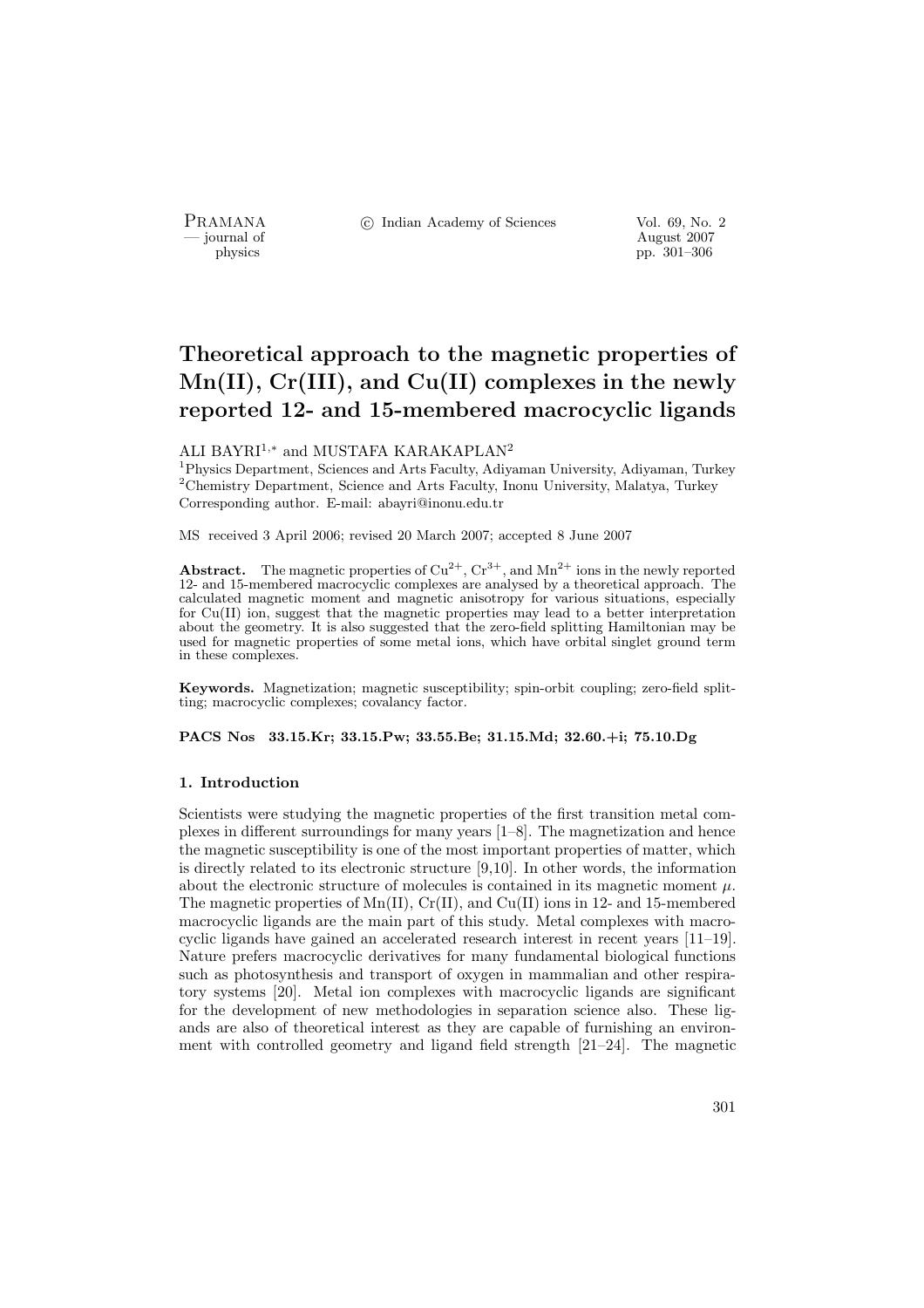# Theoretical approach to the magnetic properties of Mn(II), Cr(III), and Cu(II) complexes in the newly reported 12- and 15-membered macrocyclic ligands

ALI BAYRI[1,*] and MUSTAFA KARAKAPLAN[2]

[1]Physics Department, Sciences and Arts Faculty, Adiyaman University, Adiyaman, Turkey
[2]Chemistry Department, Science and Arts Faculty, Inonu University, Malatya, Turkey
Corresponding author. E-mail: abayri@inonu.edu.tr

MS received 3 April 2006; revised 20 March 2007; accepted 8 June 2007

**Abstract.** The magnetic properties of $Cu^{2+}$, $Cr^{3+}$, and $Mn^{2+}$ ions in the newly reported 12- and 15-membered macrocyclic complexes are analysed by a theoretical approach. The calculated magnetic moment and magnetic anisotropy for various situations, especially for Cu(II) ion, suggest that the magnetic properties may lead to a better interpretation about the geometry. It is also suggested that the zero-field splitting Hamiltonian may be used for magnetic properties of some metal ions, which have orbital singlet ground term in these complexes.

**Keywords.** Magnetization; magnetic susceptibility; spin-orbit coupling; zero-field splitting; macrocyclic complexes; covalancy factor.

**PACS Nos 33.15.Kr; 33.15.Pw; 33.55.Be; 31.15.Md; 32.60.+i; 75.10.Dg**

## 1. Introduction

Scientists were studying the magnetic properties of the first transition metal complexes in different surroundings for many years [1–8]. The magnetization and hence the magnetic susceptibility is one of the most important properties of matter, which is directly related to its electronic structure [9,10]. In other words, the information about the electronic structure of molecules is contained in its magnetic moment $\mu$. The magnetic properties of Mn(II), Cr(II), and Cu(II) ions in 12- and 15-membered macrocyclic ligands are the main part of this study. Metal complexes with macrocyclic ligands have gained an accelerated research interest in recent years [11–19]. Nature prefers macrocyclic derivatives for many fundamental biological functions such as photosynthesis and transport of oxygen in mammalian and other respiratory systems [20]. Metal ion complexes with macrocyclic ligands are significant for the development of new methodologies in separation science also. These ligands are also of theoretical interest as they are capable of furnishing an environment with controlled geometry and ligand field strength [21–24]. The magnetic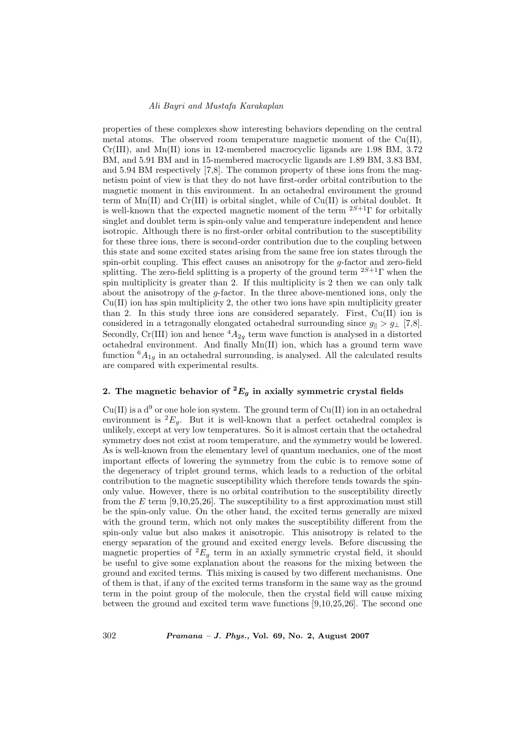properties of these complexes show interesting behaviors depending on the central metal atoms. The observed room temperature magnetic moment of the Cu(II), Cr(III), and Mn(II) ions in 12-membered macrocyclic ligands are 1.98 BM, 3.72 BM, and 5.91 BM and in 15-membered macrocyclic ligands are 1.89 BM, 3.83 BM, and 5.94 BM respectively [7,8]. The common property of these ions from the magnetism point of view is that they do not have first-order orbital contribution to the magnetic moment in this environment. In an octahedral environment the ground term of Mn(II) and Cr(III) is orbital singlet, while of Cu(II) is orbital doublet. It is well-known that the expected magnetic moment of the term ${}^{2S+1}\Gamma$ for orbitally singlet and doublet term is spin-only value and temperature independent and hence isotropic. Although there is no first-order orbital contribution to the susceptibility for these three ions, there is second-order contribution due to the coupling between this state and some excited states arising from the same free ion states through the spin-orbit coupling. This effect causes an anisotropy for the $g$-factor and zero-field splitting. The zero-field splitting is a property of the ground term ${}^{2S+1}\Gamma$ when the spin multiplicity is greater than 2. If this multiplicity is 2 then we can only talk about the anisotropy of the $g$-factor. In the three above-mentioned ions, only the Cu(II) ion has spin multiplicity 2, the other two ions have spin multiplicity greater than 2. In this study three ions are considered separately. First, Cu(II) ion is considered in a tetragonally elongated octahedral surrounding since $g_{\parallel} > g_{\perp}$ [7,8]. Secondly, Cr(III) ion and hence ${}^{4}A_{2g}$ term wave function is analysed in a distorted octahedral environment. And finally Mn(II) ion, which has a ground term wave function ${}^{6}A_{1g}$ in an octahedral surrounding, is analysed. All the calculated results are compared with experimental results.

## 2. The magnetic behavior of ${}^{2}E_{g}$ in axially symmetric crystal fields

Cu(II) is a $d^9$ or one hole ion system. The ground term of Cu(II) ion in an octahedral environment is ${}^{2}E_{g}$. But it is well-known that a perfect octahedral complex is unlikely, except at very low temperatures. So it is almost certain that the octahedral symmetry does not exist at room temperature, and the symmetry would be lowered. As is well-known from the elementary level of quantum mechanics, one of the most important effects of lowering the symmetry from the cubic is to remove some of the degeneracy of triplet ground terms, which leads to a reduction of the orbital contribution to the magnetic susceptibility which therefore tends towards the spin-only value. However, there is no orbital contribution to the susceptibility directly from the $E$ term [9,10,25,26]. The susceptibility to a first approximation must still be the spin-only value. On the other hand, the excited terms generally are mixed with the ground term, which not only makes the susceptibility different from the spin-only value but also makes it anisotropic. This anisotropy is related to the energy separation of the ground and excited energy levels. Before discussing the magnetic properties of ${}^{2}E_{g}$ term in an axially symmetric crystal field, it should be useful to give some explanation about the reasons for the mixing between the ground and excited terms. This mixing is caused by two different mechanisms. One of them is that, if any of the excited terms transform in the same way as the ground term in the point group of the molecule, then the crystal field will cause mixing between the ground and excited term wave functions [9,10,25,26]. The second one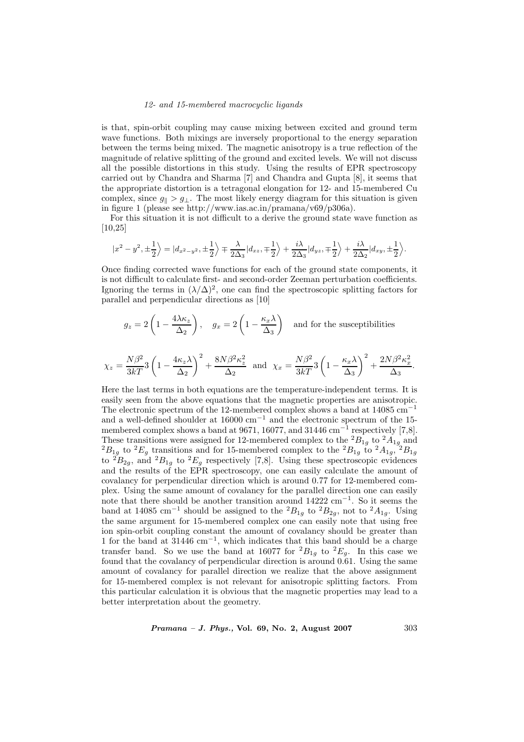is that, spin-orbit coupling may cause mixing between excited and ground term wave functions. Both mixings are inversely proportional to the energy separation between the terms being mixed. The magnetic anisotropy is a true reflection of the magnitude of relative splitting of the ground and excited levels. We will not discuss all the possible distortions in this study. Using the results of EPR spectroscopy carried out by Chandra and Sharma [7] and Chandra and Gupta [8], it seems that the appropriate distortion is a tetragonal elongation for 12- and 15-membered Cu complex, since $g_{\|} > g_{\perp}$. The most likely energy diagram for this situation is given in figure 1 (please see http://www.ias.ac.in/pramana/v69/p306a).

For this situation it is not difficult to a derive the ground state wave function as [10,25]

$$|x^2-y^2, \pm\frac{1}{2}\rangle = |d_{x^2-y^2}, \pm\frac{1}{2}\rangle \mp \frac{\lambda}{2\Delta_3}|d_{xz}, \mp\frac{1}{2}\rangle + \frac{i\lambda}{2\Delta_3}|d_{yz}, \mp\frac{1}{2}\rangle + \frac{i\lambda}{2\Delta_2}|d_{xy}, \pm\frac{1}{2}\rangle.$$

Once finding corrected wave functions for each of the ground state components, it is not difficult to calculate first- and second-order Zeeman perturbation coefficients. Ignoring the terms in $(\lambda/\Delta)^2$, one can find the spectroscopic splitting factors for parallel and perpendicular directions as [10]

$$g_z = 2\left(1 - \frac{4\lambda\kappa_z}{\Delta_2}\right), \quad g_x = 2\left(1 - \frac{\kappa_x\lambda}{\Delta_3}\right)$$ and for the susceptibilities

$$\chi_z = \frac{N\beta^2}{3kT}3\left(1 - \frac{4\kappa_z\lambda}{\Delta_2}\right)^2 + \frac{8N\beta^2\kappa_z^2}{\Delta_2} \text{ and } \chi_x = \frac{N\beta^2}{3kT}3\left(1 - \frac{\kappa_x\lambda}{\Delta_3}\right)^2 + \frac{2N\beta^2\kappa_x^2}{\Delta_3}.$$

Here the last terms in both equations are the temperature-independent terms. It is easily seen from the above equations that the magnetic properties are anisotropic. The electronic spectrum of the 12-membered complex shows a band at 14085 $\text{cm}^{-1}$ and a well-defined shoulder at 16000 $\text{cm}^{-1}$ and the electronic spectrum of the 15-membered complex shows a band at 9671, 16077, and 31446 $\text{cm}^{-1}$ respectively [7,8]. These transitions were assigned for 12-membered complex to the $^2B_{1g}$ to $^2A_{1g}$ and $^2B_{1g}$ to $^2E_g$ transitions and for 15-membered complex to the $^2B_{1g}$ to $^2A_{1g}$, $^2B_{1g}$ to $^2B_{2g}$, and $^2B_{1g}$ to $^2E_g$ respectively [7,8]. Using these spectroscopic evidences and the results of the EPR spectroscopy, one can easily calculate the amount of covalancy for perpendicular direction which is around 0.77 for 12-membered complex. Using the same amount of covalancy for the parallel direction one can easily note that there should be another transition around 14222 $\text{cm}^{-1}$. So it seems the band at 14085 $\text{cm}^{-1}$ should be assigned to the $^2B_{1g}$ to $^2B_{2g}$, not to $^2A_{1g}$. Using the same argument for 15-membered complex one can easily note that using free ion spin-orbit coupling constant the amount of covalancy should be greater than 1 for the band at 31446 $\text{cm}^{-1}$, which indicates that this band should be a charge transfer band. So we use the band at 16077 for $^2B_{1g}$ to $^2E_g$. In this case we found that the covalancy of perpendicular direction is around 0.61. Using the same amount of covalancy for parallel direction we realize that the above assignment for 15-membered complex is not relevant for anisotropic splitting factors. From this particular calculation it is obvious that the magnetic properties may lead to a better interpretation about the geometry.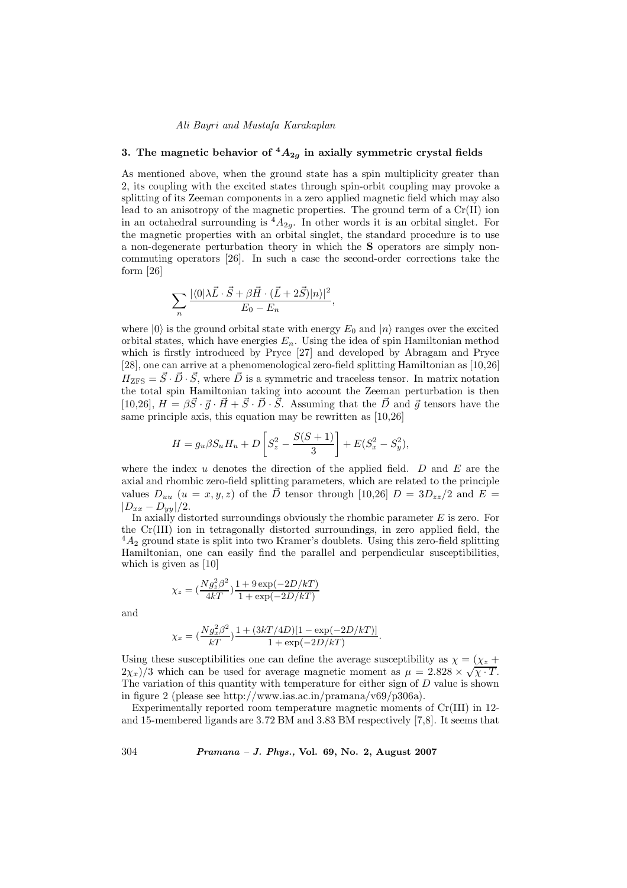### 3. The magnetic behavior of $^4A_{2g}$ in axially symmetric crystal fields

As mentioned above, when the ground state has a spin multiplicity greater than 2, its coupling with the excited states through spin-orbit coupling may provoke a splitting of its Zeeman components in a zero applied magnetic field which may also lead to an anisotropy of the magnetic properties. The ground term of a Cr(II) ion in an octahedral surrounding is $^4A_{2g}$. In other words it is an orbital singlet. For the magnetic properties with an orbital singlet, the standard procedure is to use a non-degenerate perturbation theory in which the **S** operators are simply non-commuting operators [26]. In such a case the second-order corrections take the form [26]

$$\sum_n \frac{|\langle 0|\lambda \vec{L}\cdot\vec{S} + \beta\vec{H}\cdot(\vec{L}+2\vec{S})|n\rangle|^2}{E_0 - E_n},$$

where $|0\rangle$ is the ground orbital state with energy $E_0$ and $|n\rangle$ ranges over the excited orbital states, which have energies $E_n$. Using the idea of spin Hamiltonian method which is firstly introduced by Pryce [27] and developed by Abragam and Pryce [28], one can arrive at a phenomenological zero-field splitting Hamiltonian as [10,26] $H_{\rm ZFS} = \vec{S}\cdot\vec{D}\cdot\vec{S}$, where $\vec{D}$ is a symmetric and traceless tensor. In matrix notation the total spin Hamiltonian taking into account the Zeeman perturbation is then [10,26], $H = \beta\vec{S}\cdot\vec{g}\cdot\vec{H} + \vec{S}\cdot\vec{D}\cdot\vec{S}$. Assuming that the $\vec{D}$ and $\vec{g}$ tensors have the same principle axis, this equation may be rewritten as [10,26]

$$H = g_u\beta S_u H_u + D\left[S_z^2 - \frac{S(S+1)}{3}\right] + E(S_x^2 - S_y^2),$$

where the index $u$ denotes the direction of the applied field. $D$ and $E$ are the axial and rhombic zero-field splitting parameters, which are related to the principle values $D_{uu}$ ($u = x, y, z$) of the $\vec{D}$ tensor through [10,26] $D = 3D_{zz}/2$ and $E = |D_{xx} - D_{yy}|/2$.

In axially distorted surroundings obviously the rhombic parameter $E$ is zero. For the Cr(III) ion in tetragonally distorted surroundings, in zero applied field, the $^4A_2$ ground state is split into two Kramer's doublets. Using this zero-field splitting Hamiltonian, one can easily find the parallel and perpendicular susceptibilities, which is given as [10]

$$\chi_z = \left(\frac{Ng_z^2\beta^2}{4kT}\right)\frac{1+9\exp(-2D/kT)}{1+\exp(-2D/kT)}$$

and

$$\chi_x = \left(\frac{Ng_x^2\beta^2}{kT}\right)\frac{1+(3kT/4D)[1-\exp(-2D/kT)]}{1+\exp(-2D/kT)}.$$

Using these susceptibilities one can define the average susceptibility as $\chi = (\chi_z + 2\chi_x)/3$ which can be used for average magnetic moment as $\mu = 2.828 \times \sqrt{\chi \cdot T}$. The variation of this quantity with temperature for either sign of $D$ value is shown in figure 2 (please see http://www.ias.ac.in/pramana/v69/p306a).

Experimentally reported room temperature magnetic moments of Cr(III) in 12- and 15-membered ligands are 3.72 BM and 3.83 BM respectively [7,8]. It seems that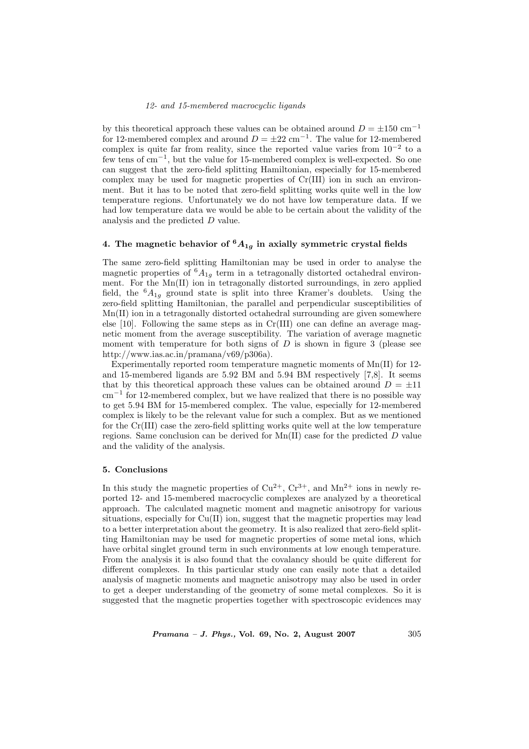by this theoretical approach these values can be obtained around $D = \pm 150$ cm$^{-1}$ for 12-membered complex and around $D = \pm 22$ cm$^{-1}$. The value for 12-membered complex is quite far from reality, since the reported value varies from $10^{-2}$ to a few tens of cm$^{-1}$, but the value for 15-membered complex is well-expected. So one can suggest that the zero-field splitting Hamiltonian, especially for 15-membered complex may be used for magnetic properties of Cr(III) ion in such an environment. But it has to be noted that zero-field splitting works quite well in the low temperature regions. Unfortunately we do not have low temperature data. If we had low temperature data we would be able to be certain about the validity of the analysis and the predicted $D$ value.

## 4. The magnetic behavior of $^6A_{1g}$ in axially symmetric crystal fields

The same zero-field splitting Hamiltonian may be used in order to analyse the magnetic properties of $^6A_{1g}$ term in a tetragonally distorted octahedral environment. For the Mn(II) ion in tetragonally distorted surroundings, in zero applied field, the $^6A_{1g}$ ground state is split into three Kramer's doublets. Using the zero-field splitting Hamiltonian, the parallel and perpendicular susceptibilities of Mn(II) ion in a tetragonally distorted octahedral surrounding are given somewhere else [10]. Following the same steps as in Cr(III) one can define an average magnetic moment from the average susceptibility. The variation of average magnetic moment with temperature for both signs of $D$ is shown in figure 3 (please see http://www.ias.ac.in/pramana/v69/p306a).

Experimentally reported room temperature magnetic moments of Mn(II) for 12- and 15-membered ligands are 5.92 BM and 5.94 BM respectively [7,8]. It seems that by this theoretical approach these values can be obtained around $D = \pm 11$ cm$^{-1}$ for 12-membered complex, but we have realized that there is no possible way to get 5.94 BM for 15-membered complex. The value, especially for 12-membered complex is likely to be the relevant value for such a complex. But as we mentioned for the Cr(III) case the zero-field splitting works quite well at the low temperature regions. Same conclusion can be derived for Mn(II) case for the predicted $D$ value and the validity of the analysis.

### 5. Conclusions

In this study the magnetic properties of $Cu^{2+}$, $Cr^{3+}$, and $Mn^{2+}$ ions in newly reported 12- and 15-membered macrocyclic complexes are analyzed by a theoretical approach. The calculated magnetic moment and magnetic anisotropy for various situations, especially for Cu(II) ion, suggest that the magnetic properties may lead to a better interpretation about the geometry. It is also realized that zero-field splitting Hamiltonian may be used for magnetic properties of some metal ions, which have orbital singlet ground term in such environments at low enough temperature. From the analysis it is also found that the covalancy should be quite different for different complexes. In this particular study one can easily note that a detailed analysis of magnetic moments and magnetic anisotropy may also be used in order to get a deeper understanding of the geometry of some metal complexes. So it is suggested that the magnetic properties together with spectroscopic evidences may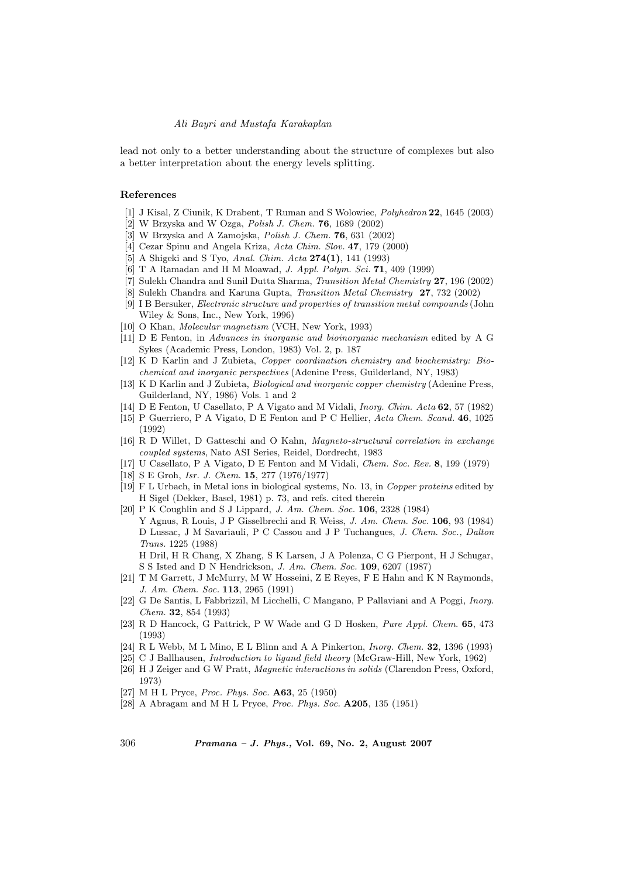lead not only to a better understanding about the structure of complexes but also a better interpretation about the energy levels splitting.

## References

[1] J Kisal, Z Ciunik, K Drabent, T Ruman and S Wolowiec, *Polyhedron* **22**, 1645 (2003)

[2] W Brzyska and W Ozga, *Polish J. Chem.* **76**, 1689 (2002)

[3] W Brzyska and A Zamojska, *Polish J. Chem.* **76**, 631 (2002)

[4] Cezar Spinu and Angela Kriza, *Acta Chim. Slov.* **47**, 179 (2000)

[5] A Shigeki and S Tyo, *Anal. Chim. Acta* **274(1)**, 141 (1993)

[6] T A Ramadan and H M Moawad, *J. Appl. Polym. Sci.* **71**, 409 (1999)

[7] Sulekh Chandra and Sunil Dutta Sharma, *Transition Metal Chemistry* **27**, 196 (2002)

[8] Sulekh Chandra and Karuna Gupta, *Transition Metal Chemistry* **27**, 732 (2002)

[9] I B Bersuker, *Electronic structure and properties of transition metal compounds* (John Wiley & Sons, Inc., New York, 1996)

[10] O Khan, *Molecular magnetism* (VCH, New York, 1993)

[11] D E Fenton, in *Advances in inorganic and bioinorganic mechanism* edited by A G Sykes (Academic Press, London, 1983) Vol. 2, p. 187

[12] K D Karlin and J Zubieta, *Copper coordination chemistry and biochemistry: Biochemical and inorganic perspectives* (Adenine Press, Guilderland, NY, 1983)

[13] K D Karlin and J Zubieta, *Biological and inorganic copper chemistry* (Adenine Press, Guilderland, NY, 1986) Vols. 1 and 2

[14] D E Fenton, U Casellato, P A Vigato and M Vidali, *Inorg. Chim. Acta* **62**, 57 (1982)

[15] P Guerriero, P A Vigato, D E Fenton and P C Hellier, *Acta Chem. Scand.* **46**, 1025 (1992)

[16] R D Willet, D Gatteschi and O Kahn, *Magneto-structural correlation in exchange coupled systems*, Nato ASI Series, Reidel, Dordrecht, 1983

[17] U Casellato, P A Vigato, D E Fenton and M Vidali, *Chem. Soc. Rev.* **8**, 199 (1979)

[18] S E Groh, *Isr. J. Chem.* **15**, 277 (1976/1977)

[19] F L Urbach, in Metal ions in biological systems, No. 13, in *Copper proteins* edited by H Sigel (Dekker, Basel, 1981) p. 73, and refs. cited therein

[20] P K Coughlin and S J Lippard, *J. Am. Chem. Soc.* **106**, 2328 (1984)
Y Agnus, R Louis, J P Gisselbrechi and R Weiss, *J. Am. Chem. Soc.* **106**, 93 (1984)
D Lussac, J M Savariauli, P C Cassou and J P Tuchangues, *J. Chem. Soc., Dalton Trans.* 1225 (1988)
H Dril, H R Chang, X Zhang, S K Larsen, J A Polenza, C G Pierpont, H J Schugar, S S Isted and D N Hendrickson, *J. Am. Chem. Soc.* **109**, 6207 (1987)

[21] T M Garrett, J McMurry, M W Hosseini, Z E Reyes, F E Hahn and K N Raymonds, *J. Am. Chem. Soc.* **113**, 2965 (1991)

[22] G De Santis, L Fabbrizzil, M Licchelli, C Mangano, P Pallaviani and A Poggi, *Inorg. Chem.* **32**, 854 (1993)

[23] R D Hancock, G Pattrick, P W Wade and G D Hosken, *Pure Appl. Chem.* **65**, 473 (1993)

[24] R L Webb, M L Mino, E L Blinn and A A Pinkerton, *Inorg. Chem.* **32**, 1396 (1993)

[25] C J Ballhausen, *Introduction to ligand field theory* (McGraw-Hill, New York, 1962)

[26] H J Zeiger and G W Pratt, *Magnetic interactions in solids* (Clarendon Press, Oxford, 1973)

[27] M H L Pryce, *Proc. Phys. Soc.* **A63**, 25 (1950)

[28] A Abragam and M H L Pryce, *Proc. Phys. Soc.* **A205**, 135 (1951)